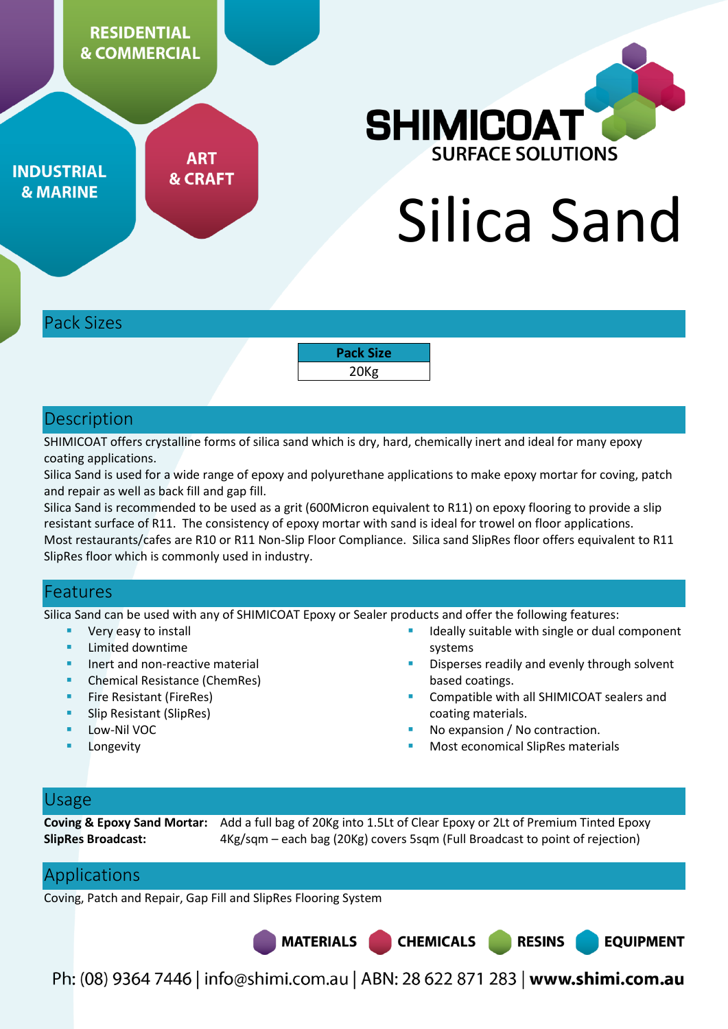RESIDENTIAL & COMMERCIAL

INDUSTRIAL & MARINE

ART & CRAFT

SHIMICOAT SURFACE SOLUTIONS

# Silica Sand

## Pack Sizes

| Pack Size |
|---|
| 20Kg |

## Description

SHIMICOAT offers crystalline forms of silica sand which is dry, hard, chemically inert and ideal for many epoxy coating applications.

Silica Sand is used for a wide range of epoxy and polyurethane applications to make epoxy mortar for coving, patch and repair as well as back fill and gap fill.

Silica Sand is recommended to be used as a grit (600Micron equivalent to R11) on epoxy flooring to provide a slip resistant surface of R11. The consistency of epoxy mortar with sand is ideal for trowel on floor applications.

Most restaurants/cafes are R10 or R11 Non-Slip Floor Compliance. Silica sand SlipRes floor offers equivalent to R11 SlipRes floor which is commonly used in industry.

## Features

Silica Sand can be used with any of SHIMICOAT Epoxy or Sealer products and offer the following features:

- Very easy to install
- Limited downtime
- Inert and non-reactive material
- Chemical Resistance (ChemRes)
- Fire Resistant (FireRes)
- Slip Resistant (SlipRes)
- Low-Nil VOC
- Longevity
- Ideally suitable with single or dual component systems
- Disperses readily and evenly through solvent based coatings.
- Compatible with all SHIMICOAT sealers and coating materials.
- No expansion / No contraction.
- Most economical SlipRes materials

## Usage

**Coving & Epoxy Sand Mortar:** Add a full bag of 20Kg into 1.5Lt of Clear Epoxy or 2Lt of Premium Tinted Epoxy

**SlipRes Broadcast:** 4Kg/sqm – each bag (20Kg) covers 5sqm (Full Broadcast to point of rejection)

## Applications

Coving, Patch and Repair, Gap Fill and SlipRes Flooring System

MATERIALS CHEMICALS RESINS EQUIPMENT

Ph: (08) 9364 7446 | info@shimi.com.au | ABN: 28 622 871 283 | **www.shimi.com.au**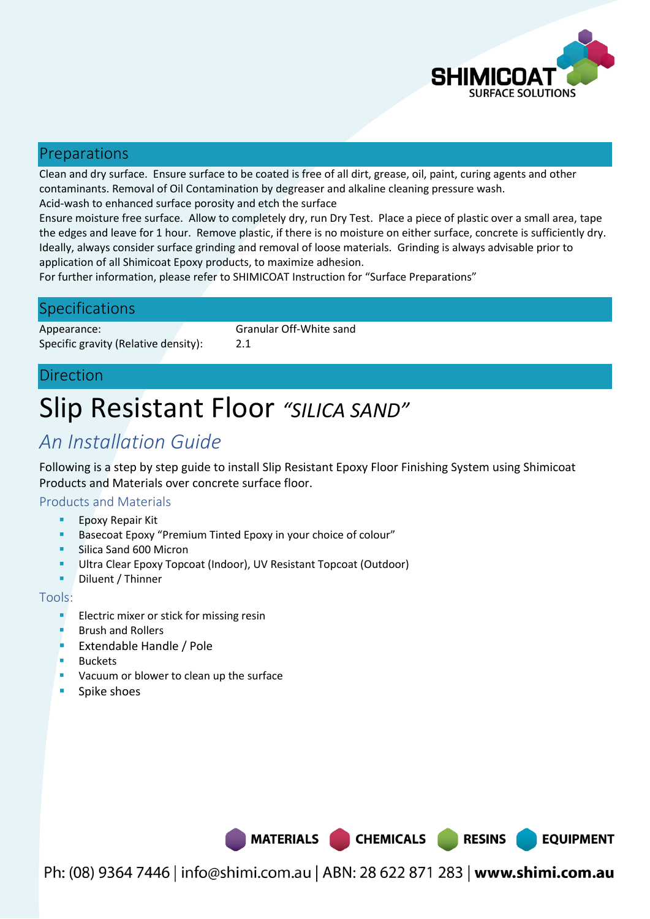## Preparations

Clean and dry surface. Ensure surface to be coated is free of all dirt, grease, oil, paint, curing agents and other contaminants. Removal of Oil Contamination by degreaser and alkaline cleaning pressure wash.
Acid-wash to enhanced surface porosity and etch the surface
Ensure moisture free surface. Allow to completely dry, run Dry Test. Place a piece of plastic over a small area, tape the edges and leave for 1 hour. Remove plastic, if there is no moisture on either surface, concrete is sufficiently dry.
Ideally, always consider surface grinding and removal of loose materials. Grinding is always advisable prior to application of all Shimicoat Epoxy products, to maximize adhesion.
For further information, please refer to SHIMICOAT Instruction for "Surface Preparations"

## Specifications

| | |
|---|---|
| Appearance: | Granular Off-White sand |
| Specific gravity (Relative density): | 2.1 |

## Direction

# Slip Resistant Floor *"SILICA SAND"*

## *An Installation Guide*

Following is a step by step guide to install Slip Resistant Epoxy Floor Finishing System using Shimicoat Products and Materials over concrete surface floor.

### Products and Materials

- Epoxy Repair Kit
- Basecoat Epoxy "Premium Tinted Epoxy in your choice of colour"
- Silica Sand 600 Micron
- Ultra Clear Epoxy Topcoat (Indoor), UV Resistant Topcoat (Outdoor)
- Diluent / Thinner

### Tools:

- Electric mixer or stick for missing resin
- Brush and Rollers
- Extendable Handle / Pole
- Buckets
- Vacuum or blower to clean up the surface
- Spike shoes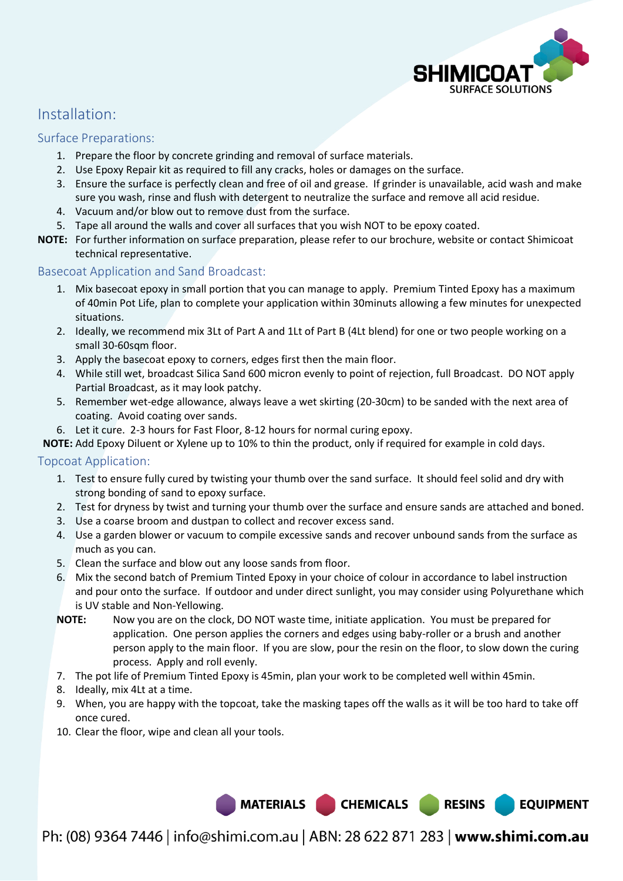# Installation:

## Surface Preparations:

1. Prepare the floor by concrete grinding and removal of surface materials.
2. Use Epoxy Repair kit as required to fill any cracks, holes or damages on the surface.
3. Ensure the surface is perfectly clean and free of oil and grease. If grinder is unavailable, acid wash and make sure you wash, rinse and flush with detergent to neutralize the surface and remove all acid residue.
4. Vacuum and/or blow out to remove dust from the surface.
5. Tape all around the walls and cover all surfaces that you wish NOT to be epoxy coated.

**NOTE:** For further information on surface preparation, please refer to our brochure, website or contact Shimicoat technical representative.

## Basecoat Application and Sand Broadcast:

1. Mix basecoat epoxy in small portion that you can manage to apply. Premium Tinted Epoxy has a maximum of 40min Pot Life, plan to complete your application within 30minuts allowing a few minutes for unexpected situations.
2. Ideally, we recommend mix 3Lt of Part A and 1Lt of Part B (4Lt blend) for one or two people working on a small 30-60sqm floor.
3. Apply the basecoat epoxy to corners, edges first then the main floor.
4. While still wet, broadcast Silica Sand 600 micron evenly to point of rejection, full Broadcast. DO NOT apply Partial Broadcast, as it may look patchy.
5. Remember wet-edge allowance, always leave a wet skirting (20-30cm) to be sanded with the next area of coating. Avoid coating over sands.
6. Let it cure. 2-3 hours for Fast Floor, 8-12 hours for normal curing epoxy.

**NOTE:** Add Epoxy Diluent or Xylene up to 10% to thin the product, only if required for example in cold days.

## Topcoat Application:

1. Test to ensure fully cured by twisting your thumb over the sand surface. It should feel solid and dry with strong bonding of sand to epoxy surface.
2. Test for dryness by twist and turning your thumb over the surface and ensure sands are attached and boned.
3. Use a coarse broom and dustpan to collect and recover excess sand.
4. Use a garden blower or vacuum to compile excessive sands and recover unbound sands from the surface as much as you can.
5. Clean the surface and blow out any loose sands from floor.
6. Mix the second batch of Premium Tinted Epoxy in your choice of colour in accordance to label instruction and pour onto the surface. If outdoor and under direct sunlight, you may consider using Polyurethane which is UV stable and Non-Yellowing.

   **NOTE:** Now you are on the clock, DO NOT waste time, initiate application. You must be prepared for application. One person applies the corners and edges using baby-roller or a brush and another person apply to the main floor. If you are slow, pour the resin on the floor, to slow down the curing process. Apply and roll evenly.

7. The pot life of Premium Tinted Epoxy is 45min, plan your work to be completed well within 45min.
8. Ideally, mix 4Lt at a time.
9. When, you are happy with the topcoat, take the masking tapes off the walls as it will be too hard to take off once cured.
10. Clear the floor, wipe and clean all your tools.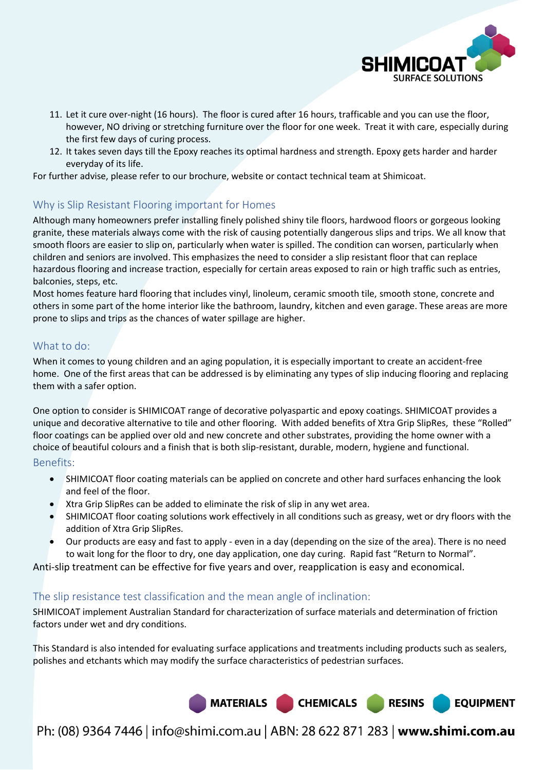11. Let it cure over-night (16 hours). The floor is cured after 16 hours, trafficable and you can use the floor, however, NO driving or stretching furniture over the floor for one week. Treat it with care, especially during the first few days of curing process.
12. It takes seven days till the Epoxy reaches its optimal hardness and strength. Epoxy gets harder and harder everyday of its life.

For further advise, please refer to our brochure, website or contact technical team at Shimicoat.

## Why is Slip Resistant Flooring important for Homes

Although many homeowners prefer installing finely polished shiny tile floors, hardwood floors or gorgeous looking granite, these materials always come with the risk of causing potentially dangerous slips and trips. We all know that smooth floors are easier to slip on, particularly when water is spilled. The condition can worsen, particularly when children and seniors are involved. This emphasizes the need to consider a slip resistant floor that can replace hazardous flooring and increase traction, especially for certain areas exposed to rain or high traffic such as entries, balconies, steps, etc.

Most homes feature hard flooring that includes vinyl, linoleum, ceramic smooth tile, smooth stone, concrete and others in some part of the home interior like the bathroom, laundry, kitchen and even garage. These areas are more prone to slips and trips as the chances of water spillage are higher.

## What to do:

When it comes to young children and an aging population, it is especially important to create an accident-free home. One of the first areas that can be addressed is by eliminating any types of slip inducing flooring and replacing them with a safer option.

One option to consider is SHIMICOAT range of decorative polyaspartic and epoxy coatings. SHIMICOAT provides a unique and decorative alternative to tile and other flooring. With added benefits of Xtra Grip SlipRes, these "Rolled" floor coatings can be applied over old and new concrete and other substrates, providing the home owner with a choice of beautiful colours and a finish that is both slip-resistant, durable, modern, hygiene and functional.

## Benefits:

- SHIMICOAT floor coating materials can be applied on concrete and other hard surfaces enhancing the look and feel of the floor.
- Xtra Grip SlipRes can be added to eliminate the risk of slip in any wet area.
- SHIMICOAT floor coating solutions work effectively in all conditions such as greasy, wet or dry floors with the addition of Xtra Grip SlipRes.
- Our products are easy and fast to apply - even in a day (depending on the size of the area). There is no need to wait long for the floor to dry, one day application, one day curing. Rapid fast "Return to Normal".

Anti-slip treatment can be effective for five years and over, reapplication is easy and economical.

## The slip resistance test classification and the mean angle of inclination:

SHIMICOAT implement Australian Standard for characterization of surface materials and determination of friction factors under wet and dry conditions.

This Standard is also intended for evaluating surface applications and treatments including products such as sealers, polishes and etchants which may modify the surface characteristics of pedestrian surfaces.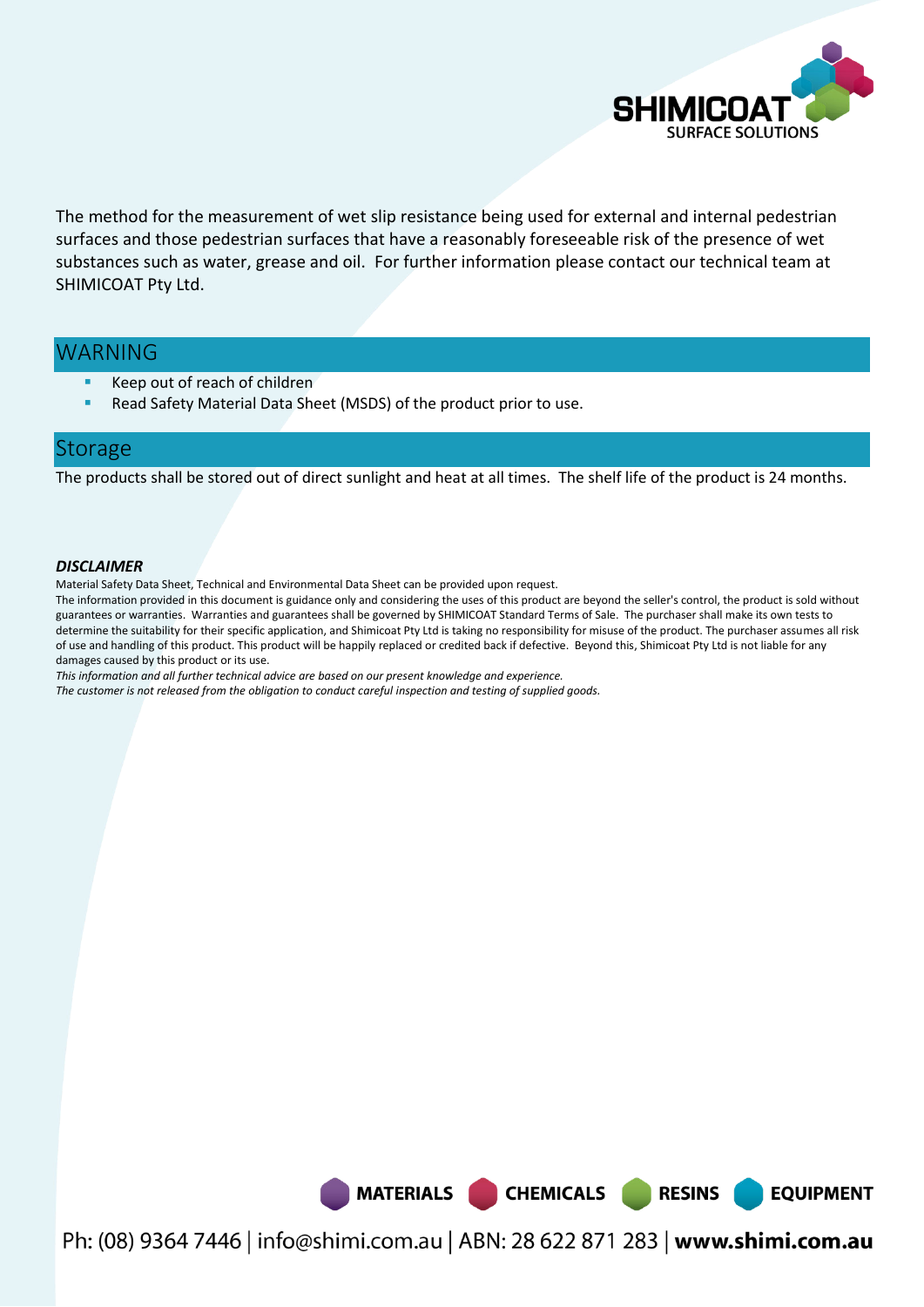The method for the measurement of wet slip resistance being used for external and internal pedestrian surfaces and those pedestrian surfaces that have a reasonably foreseeable risk of the presence of wet substances such as water, grease and oil. For further information please contact our technical team at SHIMICOAT Pty Ltd.

## WARNING

- Keep out of reach of children
- Read Safety Material Data Sheet (MSDS) of the product prior to use.

## Storage

The products shall be stored out of direct sunlight and heat at all times. The shelf life of the product is 24 months.

***DISCLAIMER***

Material Safety Data Sheet, Technical and Environmental Data Sheet can be provided upon request.

The information provided in this document is guidance only and considering the uses of this product are beyond the seller's control, the product is sold without guarantees or warranties. Warranties and guarantees shall be governed by SHIMICOAT Standard Terms of Sale. The purchaser shall make its own tests to determine the suitability for their specific application, and Shimicoat Pty Ltd is taking no responsibility for misuse of the product. The purchaser assumes all risk of use and handling of this product. This product will be happily replaced or credited back if defective. Beyond this, Shimicoat Pty Ltd is not liable for any damages caused by this product or its use.

*This information and all further technical advice are based on our present knowledge and experience.*

*The customer is not released from the obligation to conduct careful inspection and testing of supplied goods.*